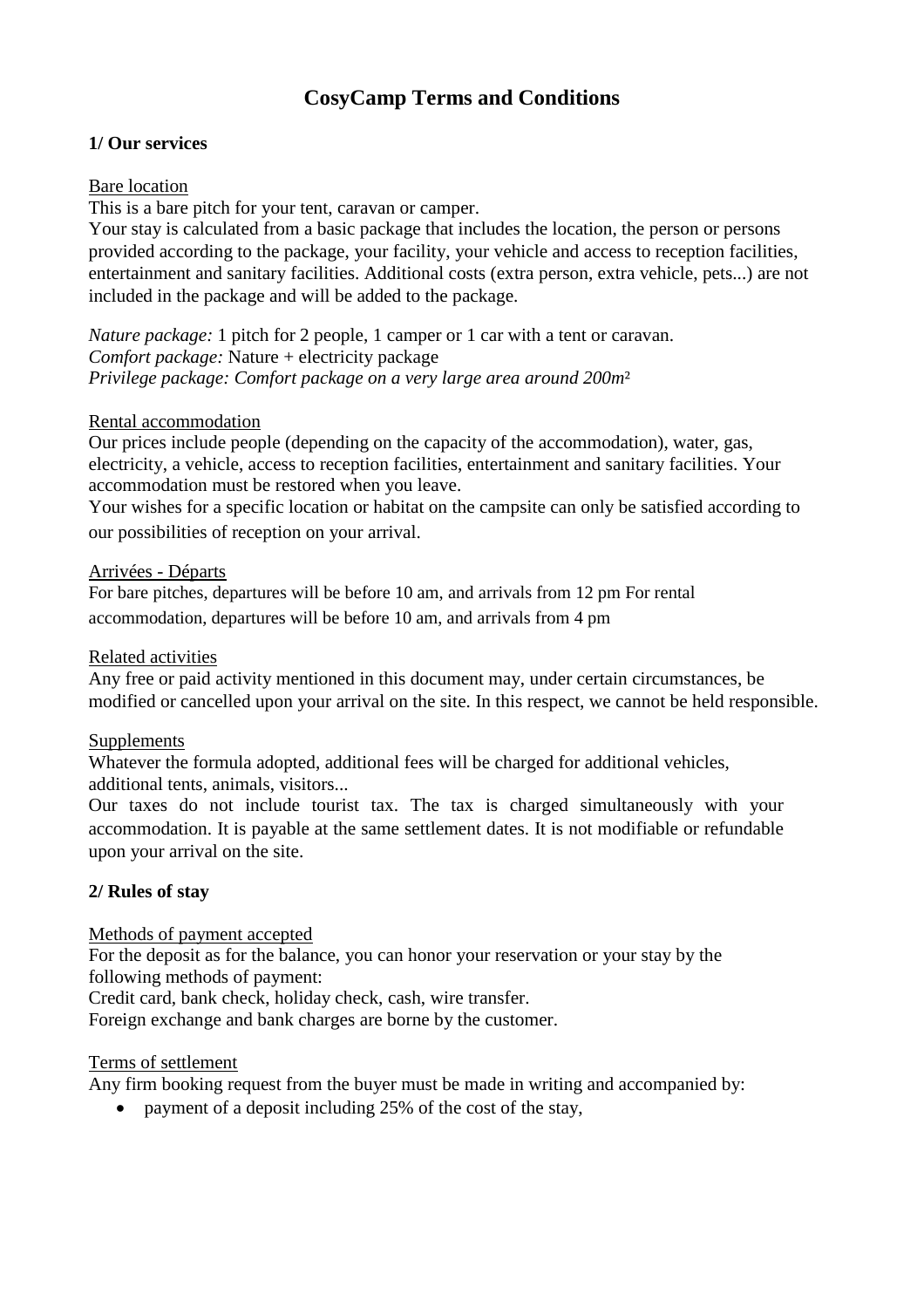# CosyCamp Terms and Conditions

## 1/ Our services

Bare location

This is a bare pitch for your tent, caravan or camper.

Your stay is calculated from a basic package that includes the location, the person or persons provided according to the package, your facility, your vehicle and access to reception facilities, entertainment and sanitary facilities. Additional costs (extra person, extra vehicle, pets...) are not included in the package and will be added to the package.

*Nature package:* 1 pitch for 2 people, 1 camper or 1 car with a tent or caravan.
*Comfort package:* Nature + electricity package
*Privilege package: Comfort package on a very large area around 200m²*

Rental accommodation

Our prices include people (depending on the capacity of the accommodation), water, gas, electricity, a vehicle, access to reception facilities, entertainment and sanitary facilities. Your accommodation must be restored when you leave.

Your wishes for a specific location or habitat on the campsite can only be satisfied according to our possibilities of reception on your arrival.

Arrivées - Départs

For bare pitches, departures will be before 10 am, and arrivals from 12 pm For rental accommodation, departures will be before 10 am, and arrivals from 4 pm

Related activities

Any free or paid activity mentioned in this document may, under certain circumstances, be modified or cancelled upon your arrival on the site. In this respect, we cannot be held responsible.

Supplements

Whatever the formula adopted, additional fees will be charged for additional vehicles, additional tents, animals, visitors...

Our taxes do not include tourist tax. The tax is charged simultaneously with your accommodation. It is payable at the same settlement dates. It is not modifiable or refundable upon your arrival on the site.

## 2/ Rules of stay

Methods of payment accepted

For the deposit as for the balance, you can honor your reservation or your stay by the following methods of payment:

Credit card, bank check, holiday check, cash, wire transfer.

Foreign exchange and bank charges are borne by the customer.

Terms of settlement

Any firm booking request from the buyer must be made in writing and accompanied by:

- payment of a deposit including 25% of the cost of the stay,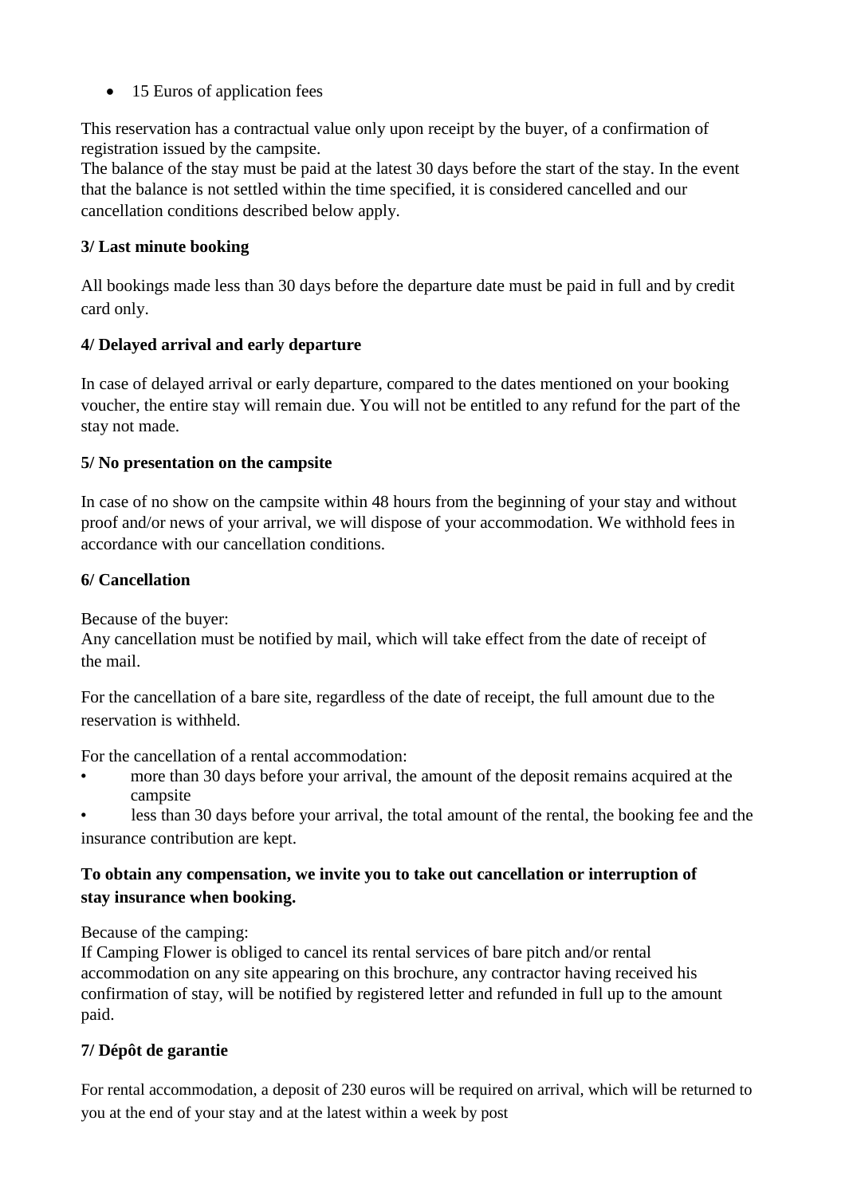- 15 Euros of application fees

This reservation has a contractual value only upon receipt by the buyer, of a confirmation of registration issued by the campsite.
The balance of the stay must be paid at the latest 30 days before the start of the stay. In the event that the balance is not settled within the time specified, it is considered cancelled and our cancellation conditions described below apply.

**3/ Last minute booking**

All bookings made less than 30 days before the departure date must be paid in full and by credit card only.

**4/ Delayed arrival and early departure**

In case of delayed arrival or early departure, compared to the dates mentioned on your booking voucher, the entire stay will remain due. You will not be entitled to any refund for the part of the stay not made.

**5/ No presentation on the campsite**

In case of no show on the campsite within 48 hours from the beginning of your stay and without proof and/or news of your arrival, we will dispose of your accommodation. We withhold fees in accordance with our cancellation conditions.

**6/ Cancellation**

Because of the buyer:
Any cancellation must be notified by mail, which will take effect from the date of receipt of the mail.

For the cancellation of a bare site, regardless of the date of receipt, the full amount due to the reservation is withheld.

For the cancellation of a rental accommodation:

- more than 30 days before your arrival, the amount of the deposit remains acquired at the campsite
- less than 30 days before your arrival, the total amount of the rental, the booking fee and the insurance contribution are kept.

**To obtain any compensation, we invite you to take out cancellation or interruption of stay insurance when booking.**

Because of the camping:
If Camping Flower is obliged to cancel its rental services of bare pitch and/or rental accommodation on any site appearing on this brochure, any contractor having received his confirmation of stay, will be notified by registered letter and refunded in full up to the amount paid.

**7/ Dépôt de garantie**

For rental accommodation, a deposit of 230 euros will be required on arrival, which will be returned to you at the end of your stay and at the latest within a week by post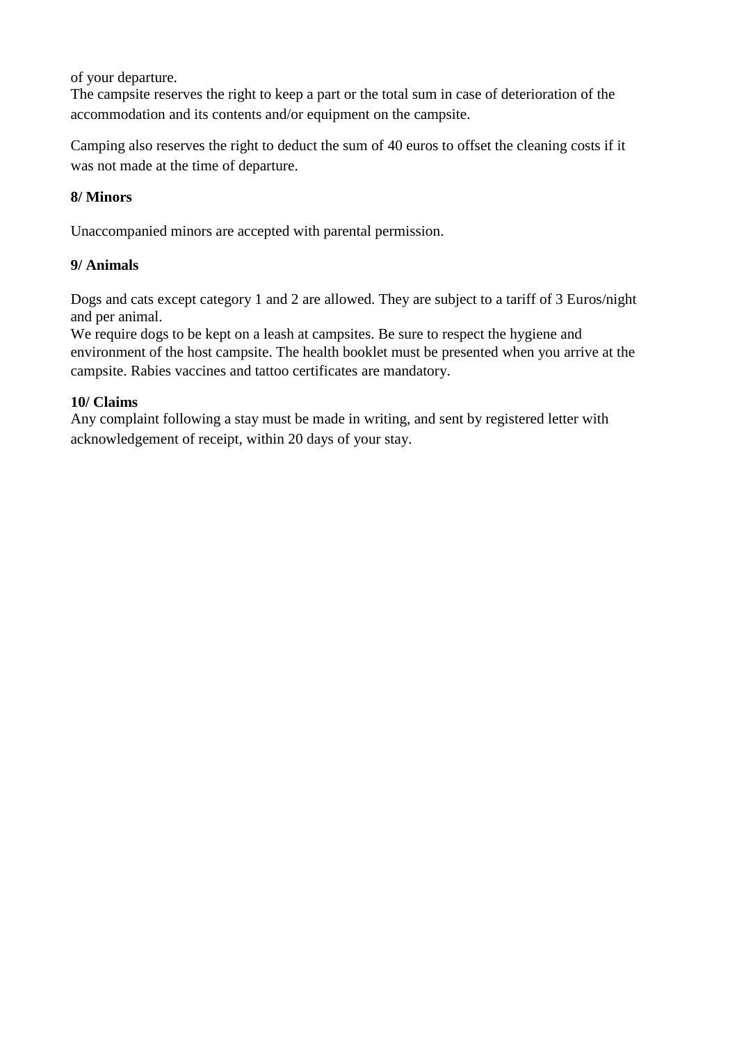of your departure.
The campsite reserves the right to keep a part or the total sum in case of deterioration of the accommodation and its contents and/or equipment on the campsite.

Camping also reserves the right to deduct the sum of 40 euros to offset the cleaning costs if it was not made at the time of departure.

**8/ Minors**

Unaccompanied minors are accepted with parental permission.

**9/ Animals**

Dogs and cats except category 1 and 2 are allowed. They are subject to a tariff of 3 Euros/night and per animal.
We require dogs to be kept on a leash at campsites. Be sure to respect the hygiene and environment of the host campsite. The health booklet must be presented when you arrive at the campsite. Rabies vaccines and tattoo certificates are mandatory.

**10/ Claims**
Any complaint following a stay must be made in writing, and sent by registered letter with acknowledgement of receipt, within 20 days of your stay.